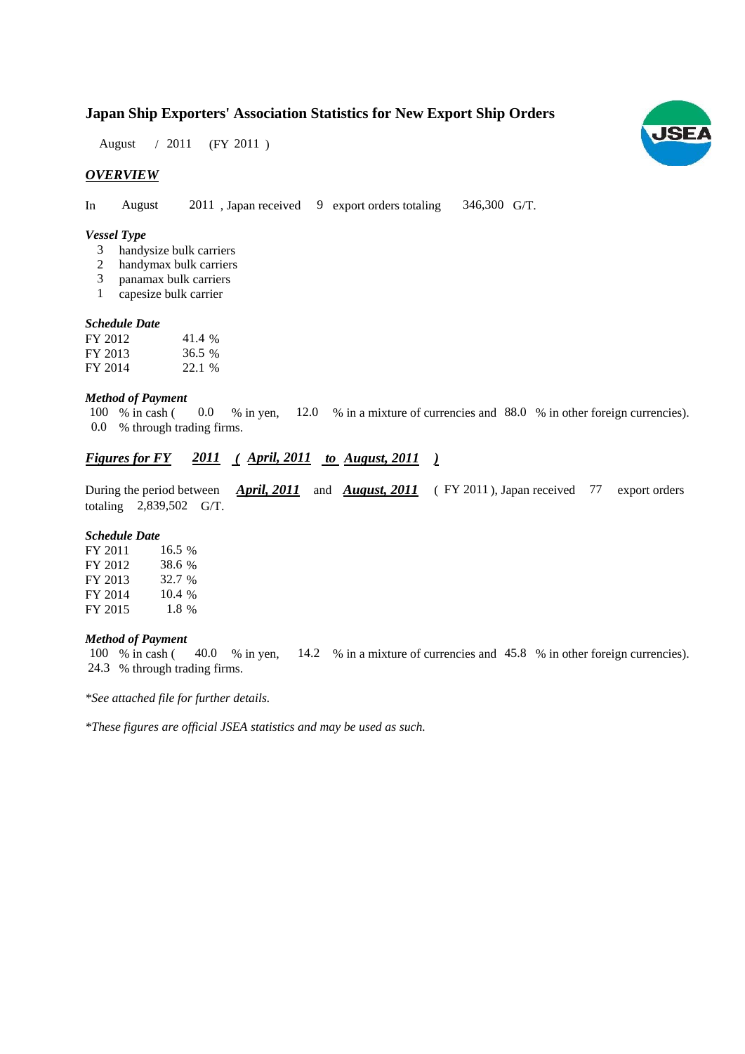# Japan Ship Exporters' Association Statistics for New Export Ship Orders

August / 2011 (FY 2011 )

## *OVERVIEW*

In August 2011 , Japan received 9 export orders totaling 346,300 G/T.

### *Vessel Type*

- 3 handysize bulk carriers
- 2 handymax bulk carriers
- 3 panamax bulk carriers
- 1 capesize bulk carrier

### *Schedule Date*

| | |
|---|---|
| FY 2012 | 41.4 % |
| FY 2013 | 36.5 % |
| FY 2014 | 22.1 % |

### *Method of Payment*

100 % in cash ( 0.0 % in yen, 12.0 % in a mixture of currencies and 88.0 % in other foreign currencies).
0.0 % through trading firms.

## *Figures for FY 2011 ( April, 2011 to August, 2011 )*

During the period between ***April, 2011*** and ***August, 2011*** ( FY 2011 ), Japan received 77 export orders totaling 2,839,502 G/T.

### *Schedule Date*

| | |
|---|---|
| FY 2011 | 16.5 % |
| FY 2012 | 38.6 % |
| FY 2013 | 32.7 % |
| FY 2014 | 10.4 % |
| FY 2015 | 1.8 % |

### *Method of Payment*

100 % in cash ( 40.0 % in yen, 14.2 % in a mixture of currencies and 45.8 % in other foreign currencies).
24.3 % through trading firms.

*\*See attached file for further details.*

*\*These figures are official JSEA statistics and may be used as such.*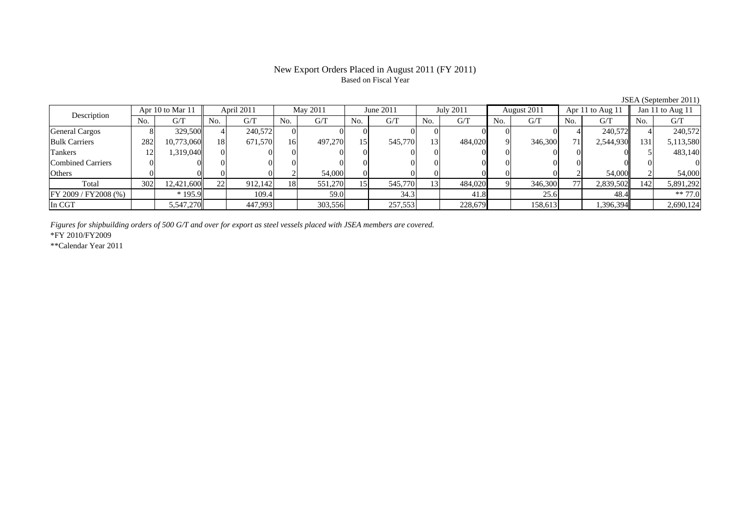# New Export Orders Placed in August 2011 (FY 2011)

Based on Fiscal Year

JSEA (September 2011)

| Description | Apr 10 to Mar 11 | | April 2011 | | May 2011 | | June 2011 | | July 2011 | | August 2011 | | Apr 11 to Aug 11 | | Jan 11 to Aug 11 | |
|---|---|---|---|---|---|---|---|---|---|---|---|---|---|---|---|---|
| | No. | G/T | No. | G/T | No. | G/T | No. | G/T | No. | G/T | No. | G/T | No. | G/T | No. | G/T |
| General Cargos | 8 | 329,500 | 4 | 240,572 | 0 | 0 | 0 | 0 | 0 | 0 | 0 | 0 | 4 | 240,572 | 4 | 240,572 |
| Bulk Carriers | 282 | 10,773,060 | 18 | 671,570 | 16 | 497,270 | 15 | 545,770 | 13 | 484,020 | 9 | 346,300 | 71 | 2,544,930 | 131 | 5,113,580 |
| Tankers | 12 | 1,319,040 | 0 | 0 | 0 | 0 | 0 | 0 | 0 | 0 | 0 | 0 | 0 | 0 | 5 | 483,140 |
| Combined Carriers | 0 | 0 | 0 | 0 | 0 | 0 | 0 | 0 | 0 | 0 | 0 | 0 | 0 | 0 | 0 | 0 |
| Others | 0 | 0 | 0 | 0 | 2 | 54,000 | 0 | 0 | 0 | 0 | 0 | 0 | 2 | 54,000 | 2 | 54,000 |
| Total | 302 | 12,421,600 | 22 | 912,142 | 18 | 551,270 | 15 | 545,770 | 13 | 484,020 | 9 | 346,300 | 77 | 2,839,502 | 142 | 5,891,292 |
| FY 2009 / FY2008 (%) | | * 195.9 | | 109.4 | | 59.0 | | 34.3 | | 41.8 | | 25.6 | | 48.4 | | ** 77.0 |
| In CGT | | 5,547,270 | | 447,993 | | 303,556 | | 257,553 | | 228,679 | | 158,613 | | 1,396,394 | | 2,690,124 |

*Figures for shipbuilding orders of 500 G/T and over for export as steel vessels placed with JSEA members are covered.*

*FY 2010/FY2009

**Calendar Year 2011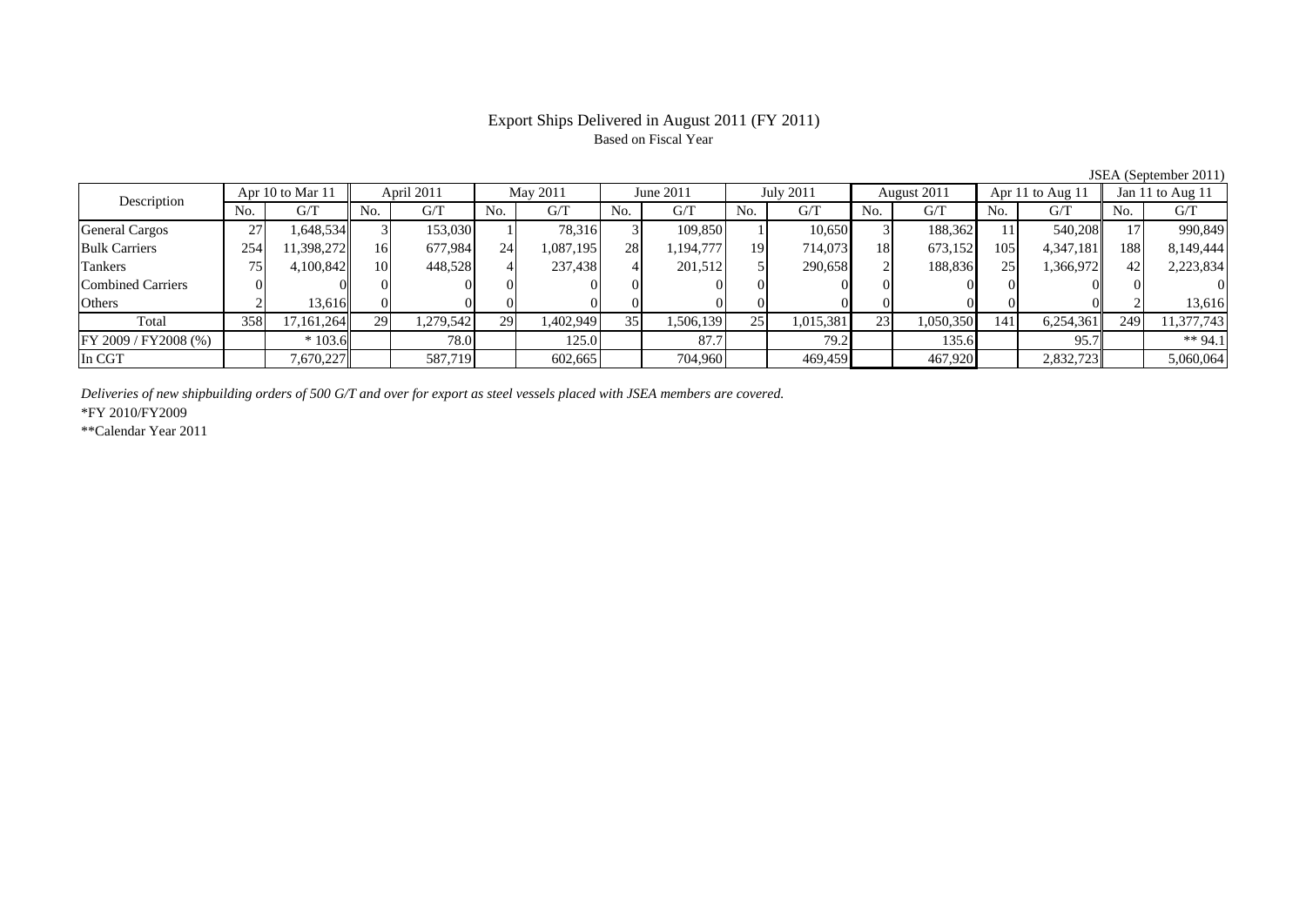# Export Ships Delivered in August 2011 (FY 2011)

Based on Fiscal Year

JSEA (September 2011)

| Description | Apr 10 to Mar 11 | | April 2011 | | May 2011 | | June 2011 | | July 2011 | | August 2011 | | Apr 11 to Aug 11 | | Jan 11 to Aug 11 | |
|---|---|---|---|---|---|---|---|---|---|---|---|---|---|---|---|---|
| | No. | G/T | No. | G/T | No. | G/T | No. | G/T | No. | G/T | No. | G/T | No. | G/T | No. | G/T |
| General Cargos | 27 | 1,648,534 | 3 | 153,030 | 1 | 78,316 | 3 | 109,850 | 1 | 10,650 | 3 | 188,362 | 11 | 540,208 | 17 | 990,849 |
| Bulk Carriers | 254 | 11,398,272 | 16 | 677,984 | 24 | 1,087,195 | 28 | 1,194,777 | 19 | 714,073 | 18 | 673,152 | 105 | 4,347,181 | 188 | 8,149,444 |
| Tankers | 75 | 4,100,842 | 10 | 448,528 | 4 | 237,438 | 4 | 201,512 | 5 | 290,658 | 2 | 188,836 | 25 | 1,366,972 | 42 | 2,223,834 |
| Combined Carriers | 0 | 0 | 0 | 0 | 0 | 0 | 0 | 0 | 0 | 0 | 0 | 0 | 0 | 0 | 0 | 0 |
| Others | 2 | 13,616 | 0 | 0 | 0 | 0 | 0 | 0 | 0 | 0 | 0 | 0 | 0 | 0 | 2 | 13,616 |
| Total | 358 | 17,161,264 | 29 | 1,279,542 | 29 | 1,402,949 | 35 | 1,506,139 | 25 | 1,015,381 | 23 | 1,050,350 | 141 | 6,254,361 | 249 | 11,377,743 |
| FY 2009 / FY2008 (%) | | * 103.6 | | 78.0 | | 125.0 | | 87.7 | | 79.2 | | 135.6 | | 95.7 | | ** 94.1 |
| In CGT | | 7,670,227 | | 587,719 | | 602,665 | | 704,960 | | 469,459 | | 467,920 | | 2,832,723 | | 5,060,064 |

*Deliveries of new shipbuilding orders of 500 G/T and over for export as steel vessels placed with JSEA members are covered.*

*FY 2010/FY2009

**Calendar Year 2011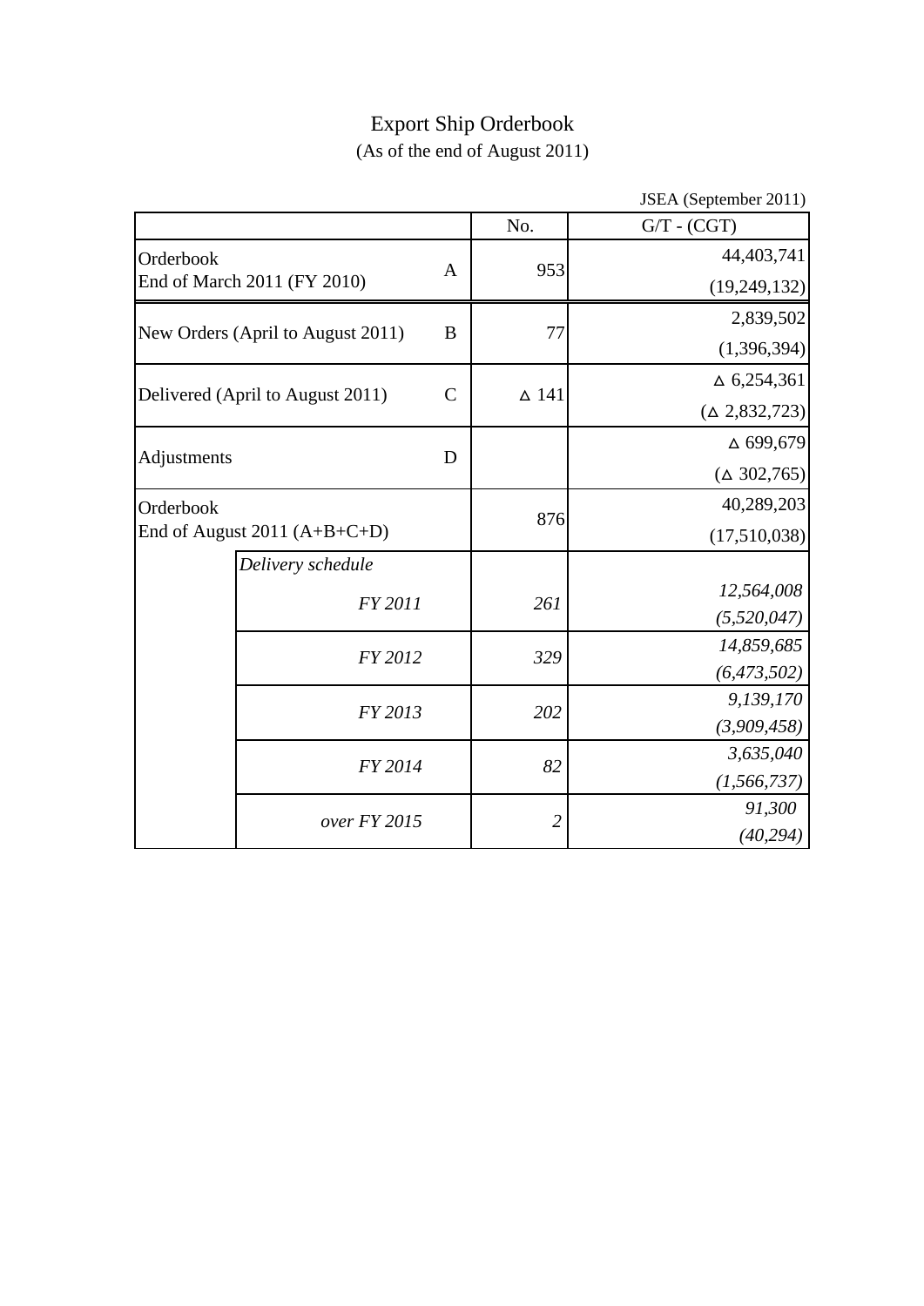# Export Ship Orderbook

(As of the end of August 2011)

JSEA (September 2011)

| | | | No. | G/T - (CGT) |
|---|---|---|---|---|
| Orderbook<br>End of March 2011 (FY 2010) | | A | 953 | 44,403,741<br>(19,249,132) |
| New Orders (April to August 2011) | | B | 77 | 2,839,502<br>(1,396,394) |
| Delivered (April to August 2011) | | C | ∆ 141 | ∆ 6,254,361<br>(∆ 2,832,723) |
| Adjustments | | D | | ∆ 699,679<br>(∆ 302,765) |
| Orderbook<br>End of August 2011 (A+B+C+D) | | | 876 | 40,289,203<br>(17,510,038) |
| | *Delivery schedule* | | | |
| | *FY 2011* | | *261* | *12,564,008*<br>*(5,520,047)* |
| | *FY 2012* | | *329* | *14,859,685*<br>*(6,473,502)* |
| | *FY 2013* | | *202* | *9,139,170*<br>*(3,909,458)* |
| | *FY 2014* | | *82* | *3,635,040*<br>*(1,566,737)* |
| | *over FY 2015* | | *2* | *91,300*<br>*(40,294)* |